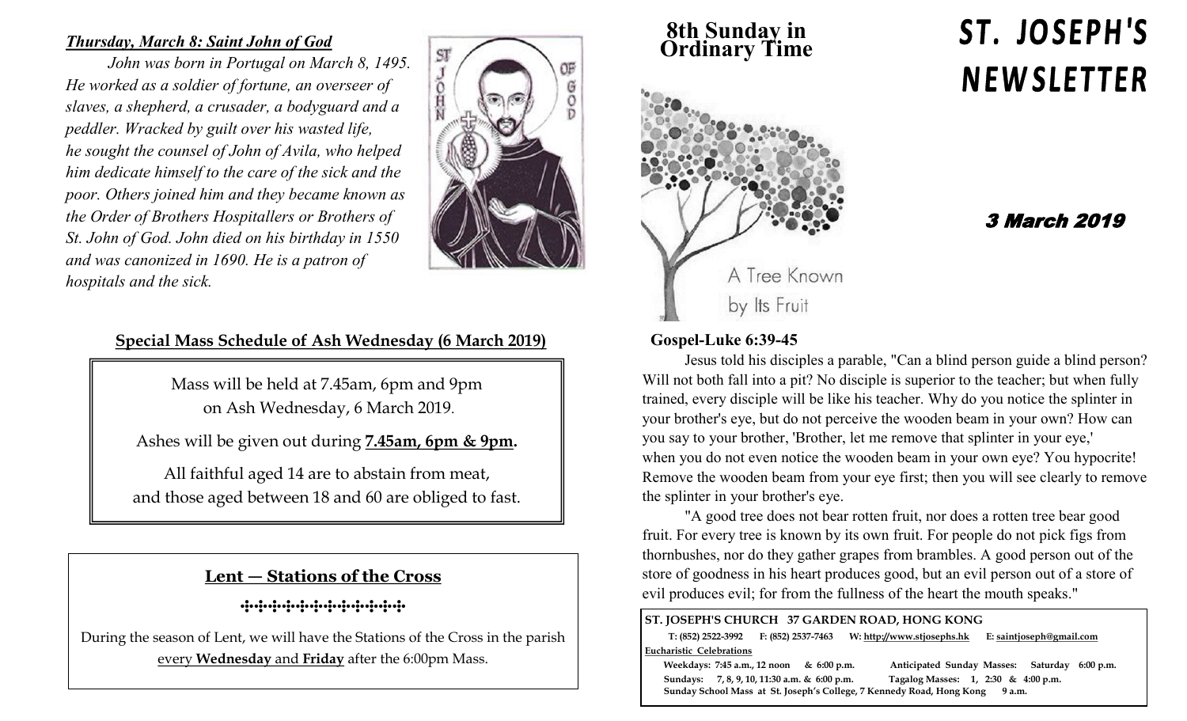# ST. JOSEPH'S NEWSLETTER

## 8th Sunday in Ordinary Time

**3 March 2019**

A Tree Known by Its Fruit

### Gospel-Luke 6:39-45

Jesus told his disciples a parable, "Can a blind person guide a blind person? Will not both fall into a pit? No disciple is superior to the teacher; but when fully trained, every disciple will be like his teacher. Why do you notice the splinter in your brother's eye, but do not perceive the wooden beam in your own? How can you say to your brother, 'Brother, let me remove that splinter in your eye,' when you do not even notice the wooden beam in your own eye? You hypocrite! Remove the wooden beam from your eye first; then you will see clearly to remove the splinter in your brother's eye.

"A good tree does not bear rotten fruit, nor does a rotten tree bear good fruit. For every tree is known by its own fruit. For people do not pick figs from thornbushes, nor do they gather grapes from brambles. A good person out of the store of goodness in his heart produces good, but an evil person out of a store of evil produces evil; for from the fullness of the heart the mouth speaks."

***Thursday, March 8: Saint John of God***

*John was born in Portugal on March 8, 1495. He worked as a soldier of fortune, an overseer of slaves, a shepherd, a crusader, a bodyguard and a peddler. Wracked by guilt over his wasted life, he sought the counsel of John of Avila, who helped him dedicate himself to the care of the sick and the poor. Others joined him and they became known as the Order of Brothers Hospitallers or Brothers of St. John of God. John died on his birthday in 1550 and was canonized in 1690. He is a patron of hospitals and the sick.*

### Special Mass Schedule of Ash Wednesday (6 March 2019)

Mass will be held at 7.45am, 6pm and 9pm on Ash Wednesday, 6 March 2019.

Ashes will be given out during **7.45am, 6pm & 9pm.**

All faithful aged 14 are to abstain from meat, and those aged between 18 and 60 are obliged to fast.

### Lent — Stations of the Cross

During the season of Lent, we will have the Stations of the Cross in the parish every **Wednesday** and **Friday** after the 6:00pm Mass.

**ST. JOSEPH'S CHURCH 37 GARDEN ROAD, HONG KONG**

T: (852) 2522-3992 F: (852) 2537-7463 W: http://www.stjosephs.hk E: saintjoseph@gmail.com

**Eucharistic Celebrations**

Weekdays: 7:45 a.m., 12 noon & 6:00 p.m. Anticipated Sunday Masses: Saturday 6:00 p.m.

Sundays: 7, 8, 9, 10, 11:30 a.m. & 6:00 p.m. Tagalog Masses: 1, 2:30 & 4:00 p.m.

Sunday School Mass at St. Joseph's College, 7 Kennedy Road, Hong Kong 9 a.m.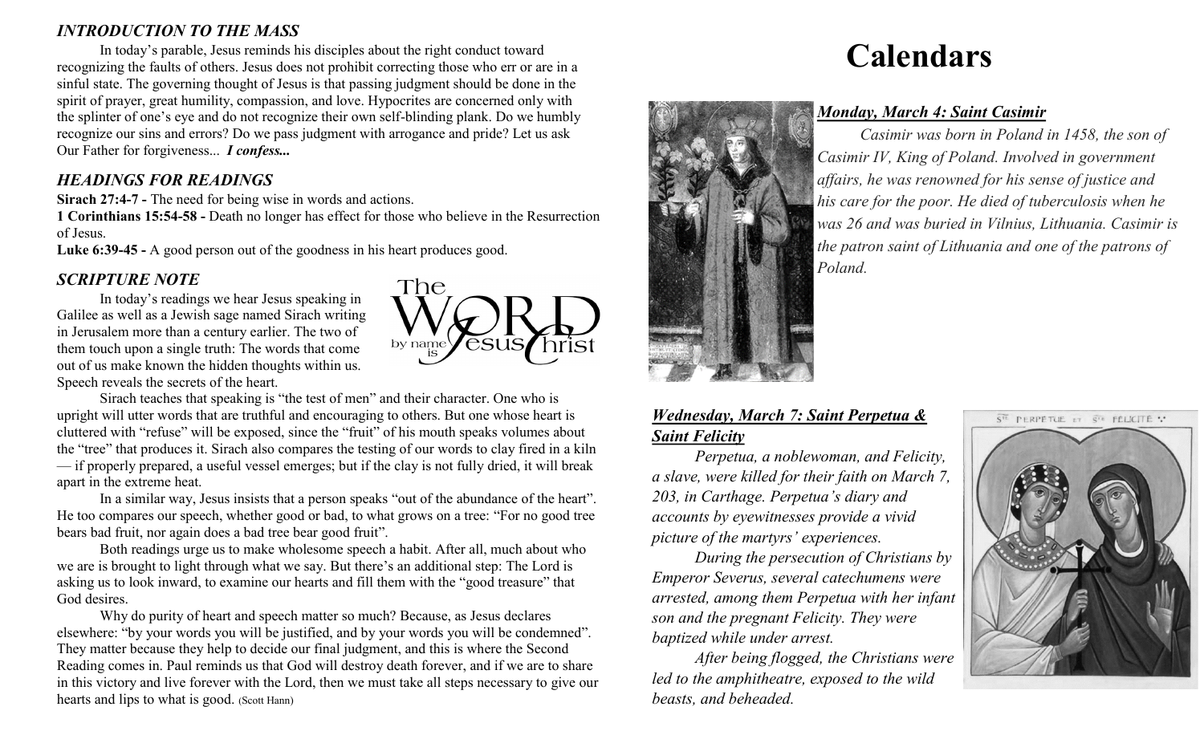### *INTRODUCTION TO THE MASS*

In today's parable, Jesus reminds his disciples about the right conduct toward recognizing the faults of others. Jesus does not prohibit correcting those who err or are in a sinful state. The governing thought of Jesus is that passing judgment should be done in the spirit of prayer, great humility, compassion, and love. Hypocrites are concerned only with the splinter of one's eye and do not recognize their own self-blinding plank. Do we humbly recognize our sins and errors? Do we pass judgment with arrogance and pride? Let us ask Our Father for forgiveness... ***I confess...***

### *HEADINGS FOR READINGS*

**Sirach 27:4-7 -** The need for being wise in words and actions.

**1 Corinthians 15:54-58 -** Death no longer has effect for those who believe in the Resurrection of Jesus.

**Luke 6:39-45 -** A good person out of the goodness in his heart produces good.

### *SCRIPTURE NOTE*

The WORD by name is Jesus Christ

In today's readings we hear Jesus speaking in Galilee as well as a Jewish sage named Sirach writing in Jerusalem more than a century earlier. The two of them touch upon a single truth: The words that come out of us make known the hidden thoughts within us. Speech reveals the secrets of the heart.

Sirach teaches that speaking is "the test of men" and their character. One who is upright will utter words that are truthful and encouraging to others. But one whose heart is cluttered with "refuse" will be exposed, since the "fruit" of his mouth speaks volumes about the "tree" that produces it. Sirach also compares the testing of our words to clay fired in a kiln — if properly prepared, a useful vessel emerges; but if the clay is not fully dried, it will break apart in the extreme heat.

In a similar way, Jesus insists that a person speaks "out of the abundance of the heart". He too compares our speech, whether good or bad, to what grows on a tree: "For no good tree bears bad fruit, nor again does a bad tree bear good fruit".

Both readings urge us to make wholesome speech a habit. After all, much about who we are is brought to light through what we say. But there's an additional step: The Lord is asking us to look inward, to examine our hearts and fill them with the "good treasure" that God desires.

Why do purity of heart and speech matter so much? Because, as Jesus declares elsewhere: "by your words you will be justified, and by your words you will be condemned". They matter because they help to decide our final judgment, and this is where the Second Reading comes in. Paul reminds us that God will destroy death forever, and if we are to share in this victory and live forever with the Lord, then we must take all steps necessary to give our hearts and lips to what is good. (Scott Hann)

# Calendars

### ***Monday, March 4: Saint Casimir***

*Casimir was born in Poland in 1458, the son of Casimir IV, King of Poland. Involved in government affairs, he was renowned for his sense of justice and his care for the poor. He died of tuberculosis when he was 26 and was buried in Vilnius, Lithuania. Casimir is the patron saint of Lithuania and one of the patrons of Poland.*

### ***Wednesday, March 7: Saint Perpetua & Saint Felicity***

*Perpetua, a noblewoman, and Felicity, a slave, were killed for their faith on March 7, 203, in Carthage. Perpetua's diary and accounts by eyewitnesses provide a vivid picture of the martyrs' experiences.*

*During the persecution of Christians by Emperor Severus, several catechumens were arrested, among them Perpetua with her infant son and the pregnant Felicity. They were baptized while under arrest.*

*After being flogged, the Christians were led to the amphitheatre, exposed to the wild beasts, and beheaded.*